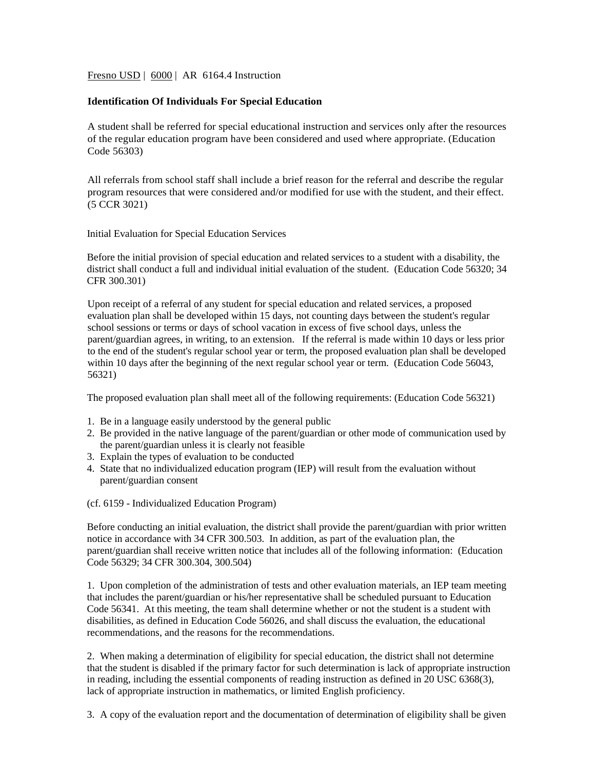Fresno USD | 6000 | AR 6164.4 Instruction

**Identification Of Individuals For Special Education**

A student shall be referred for special educational instruction and services only after the resources of the regular education program have been considered and used where appropriate. (Education Code 56303)

All referrals from school staff shall include a brief reason for the referral and describe the regular program resources that were considered and/or modified for use with the student, and their effect. (5 CCR 3021)

Initial Evaluation for Special Education Services

Before the initial provision of special education and related services to a student with a disability, the district shall conduct a full and individual initial evaluation of the student. (Education Code 56320; 34 CFR 300.301)

Upon receipt of a referral of any student for special education and related services, a proposed evaluation plan shall be developed within 15 days, not counting days between the student's regular school sessions or terms or days of school vacation in excess of five school days, unless the parent/guardian agrees, in writing, to an extension. If the referral is made within 10 days or less prior to the end of the student's regular school year or term, the proposed evaluation plan shall be developed within 10 days after the beginning of the next regular school year or term. (Education Code 56043, 56321)

The proposed evaluation plan shall meet all of the following requirements: (Education Code 56321)

1. Be in a language easily understood by the general public
2. Be provided in the native language of the parent/guardian or other mode of communication used by the parent/guardian unless it is clearly not feasible
3. Explain the types of evaluation to be conducted
4. State that no individualized education program (IEP) will result from the evaluation without parent/guardian consent

(cf. 6159 - Individualized Education Program)

Before conducting an initial evaluation, the district shall provide the parent/guardian with prior written notice in accordance with 34 CFR 300.503. In addition, as part of the evaluation plan, the parent/guardian shall receive written notice that includes all of the following information: (Education Code 56329; 34 CFR 300.304, 300.504)

1. Upon completion of the administration of tests and other evaluation materials, an IEP team meeting that includes the parent/guardian or his/her representative shall be scheduled pursuant to Education Code 56341. At this meeting, the team shall determine whether or not the student is a student with disabilities, as defined in Education Code 56026, and shall discuss the evaluation, the educational recommendations, and the reasons for the recommendations.

2. When making a determination of eligibility for special education, the district shall not determine that the student is disabled if the primary factor for such determination is lack of appropriate instruction in reading, including the essential components of reading instruction as defined in 20 USC 6368(3), lack of appropriate instruction in mathematics, or limited English proficiency.

3. A copy of the evaluation report and the documentation of determination of eligibility shall be given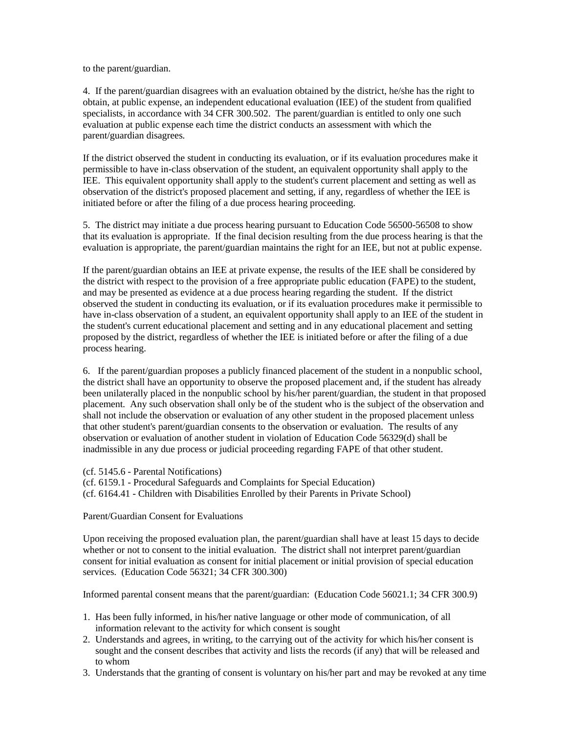to the parent/guardian.

4. If the parent/guardian disagrees with an evaluation obtained by the district, he/she has the right to obtain, at public expense, an independent educational evaluation (IEE) of the student from qualified specialists, in accordance with 34 CFR 300.502. The parent/guardian is entitled to only one such evaluation at public expense each time the district conducts an assessment with which the parent/guardian disagrees.

If the district observed the student in conducting its evaluation, or if its evaluation procedures make it permissible to have in-class observation of the student, an equivalent opportunity shall apply to the IEE. This equivalent opportunity shall apply to the student's current placement and setting as well as observation of the district's proposed placement and setting, if any, regardless of whether the IEE is initiated before or after the filing of a due process hearing proceeding.

5. The district may initiate a due process hearing pursuant to Education Code 56500-56508 to show that its evaluation is appropriate. If the final decision resulting from the due process hearing is that the evaluation is appropriate, the parent/guardian maintains the right for an IEE, but not at public expense.

If the parent/guardian obtains an IEE at private expense, the results of the IEE shall be considered by the district with respect to the provision of a free appropriate public education (FAPE) to the student, and may be presented as evidence at a due process hearing regarding the student. If the district observed the student in conducting its evaluation, or if its evaluation procedures make it permissible to have in-class observation of a student, an equivalent opportunity shall apply to an IEE of the student in the student's current educational placement and setting and in any educational placement and setting proposed by the district, regardless of whether the IEE is initiated before or after the filing of a due process hearing.

6. If the parent/guardian proposes a publicly financed placement of the student in a nonpublic school, the district shall have an opportunity to observe the proposed placement and, if the student has already been unilaterally placed in the nonpublic school by his/her parent/guardian, the student in that proposed placement. Any such observation shall only be of the student who is the subject of the observation and shall not include the observation or evaluation of any other student in the proposed placement unless that other student's parent/guardian consents to the observation or evaluation. The results of any observation or evaluation of another student in violation of Education Code 56329(d) shall be inadmissible in any due process or judicial proceeding regarding FAPE of that other student.

(cf. 5145.6 - Parental Notifications)
(cf. 6159.1 - Procedural Safeguards and Complaints for Special Education)
(cf. 6164.41 - Children with Disabilities Enrolled by their Parents in Private School)

Parent/Guardian Consent for Evaluations

Upon receiving the proposed evaluation plan, the parent/guardian shall have at least 15 days to decide whether or not to consent to the initial evaluation. The district shall not interpret parent/guardian consent for initial evaluation as consent for initial placement or initial provision of special education services. (Education Code 56321; 34 CFR 300.300)

Informed parental consent means that the parent/guardian: (Education Code 56021.1; 34 CFR 300.9)

1. Has been fully informed, in his/her native language or other mode of communication, of all information relevant to the activity for which consent is sought
2. Understands and agrees, in writing, to the carrying out of the activity for which his/her consent is sought and the consent describes that activity and lists the records (if any) that will be released and to whom
3. Understands that the granting of consent is voluntary on his/her part and may be revoked at any time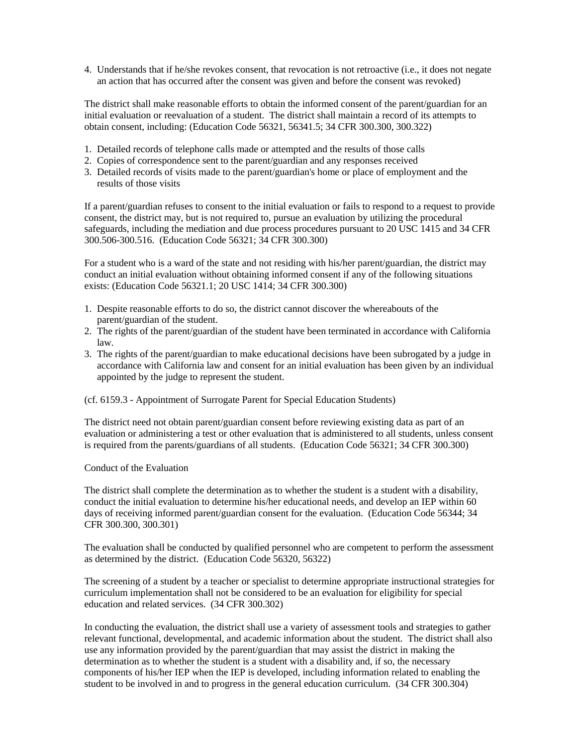4. Understands that if he/she revokes consent, that revocation is not retroactive (i.e., it does not negate an action that has occurred after the consent was given and before the consent was revoked)

The district shall make reasonable efforts to obtain the informed consent of the parent/guardian for an initial evaluation or reevaluation of a student. The district shall maintain a record of its attempts to obtain consent, including: (Education Code 56321, 56341.5; 34 CFR 300.300, 300.322)

1. Detailed records of telephone calls made or attempted and the results of those calls
2. Copies of correspondence sent to the parent/guardian and any responses received
3. Detailed records of visits made to the parent/guardian's home or place of employment and the results of those visits

If a parent/guardian refuses to consent to the initial evaluation or fails to respond to a request to provide consent, the district may, but is not required to, pursue an evaluation by utilizing the procedural safeguards, including the mediation and due process procedures pursuant to 20 USC 1415 and 34 CFR 300.506-300.516. (Education Code 56321; 34 CFR 300.300)

For a student who is a ward of the state and not residing with his/her parent/guardian, the district may conduct an initial evaluation without obtaining informed consent if any of the following situations exists: (Education Code 56321.1; 20 USC 1414; 34 CFR 300.300)

1. Despite reasonable efforts to do so, the district cannot discover the whereabouts of the parent/guardian of the student.
2. The rights of the parent/guardian of the student have been terminated in accordance with California law.
3. The rights of the parent/guardian to make educational decisions have been subrogated by a judge in accordance with California law and consent for an initial evaluation has been given by an individual appointed by the judge to represent the student.

(cf. 6159.3 - Appointment of Surrogate Parent for Special Education Students)

The district need not obtain parent/guardian consent before reviewing existing data as part of an evaluation or administering a test or other evaluation that is administered to all students, unless consent is required from the parents/guardians of all students. (Education Code 56321; 34 CFR 300.300)

Conduct of the Evaluation

The district shall complete the determination as to whether the student is a student with a disability, conduct the initial evaluation to determine his/her educational needs, and develop an IEP within 60 days of receiving informed parent/guardian consent for the evaluation. (Education Code 56344; 34 CFR 300.300, 300.301)

The evaluation shall be conducted by qualified personnel who are competent to perform the assessment as determined by the district. (Education Code 56320, 56322)

The screening of a student by a teacher or specialist to determine appropriate instructional strategies for curriculum implementation shall not be considered to be an evaluation for eligibility for special education and related services. (34 CFR 300.302)

In conducting the evaluation, the district shall use a variety of assessment tools and strategies to gather relevant functional, developmental, and academic information about the student. The district shall also use any information provided by the parent/guardian that may assist the district in making the determination as to whether the student is a student with a disability and, if so, the necessary components of his/her IEP when the IEP is developed, including information related to enabling the student to be involved in and to progress in the general education curriculum. (34 CFR 300.304)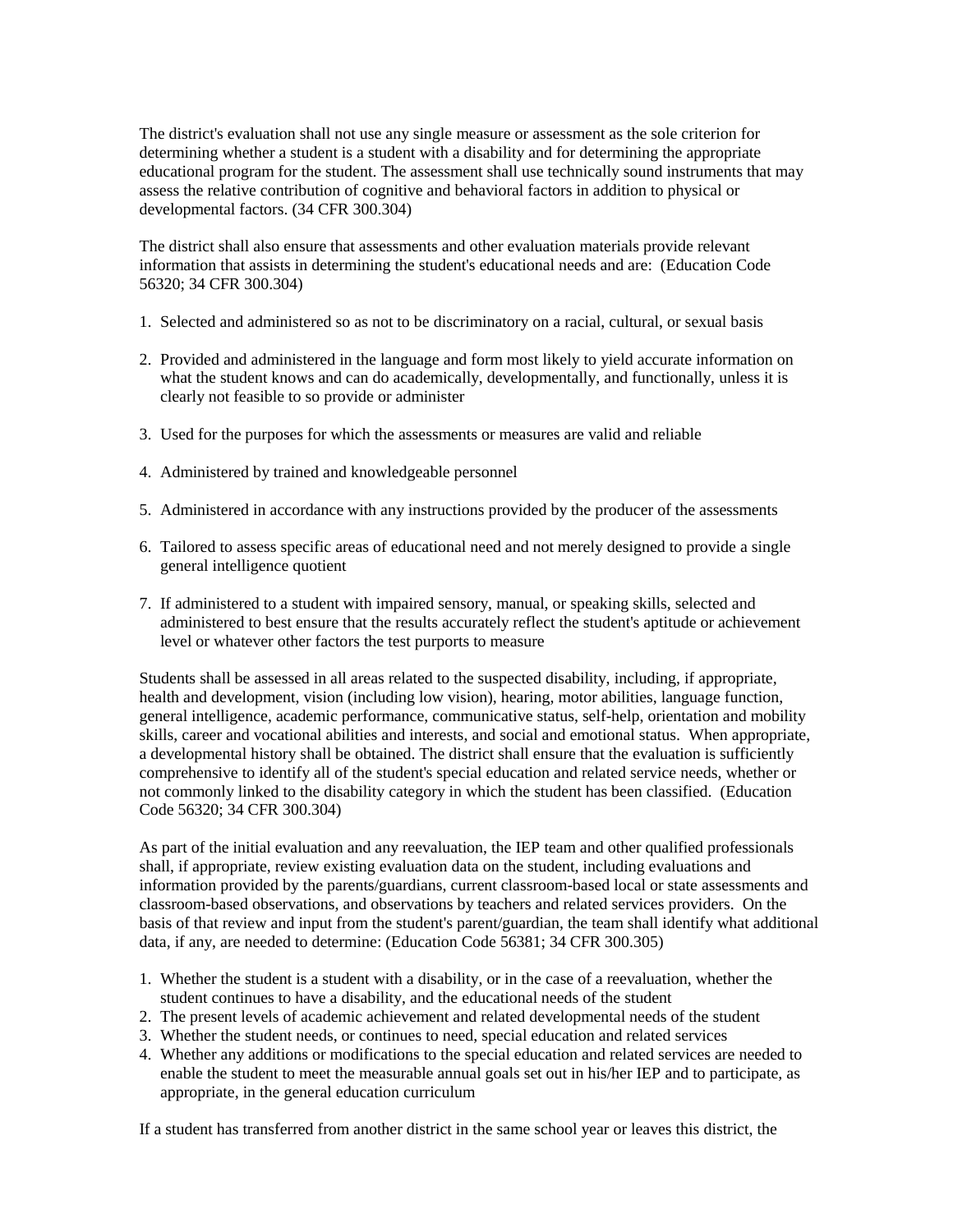The district's evaluation shall not use any single measure or assessment as the sole criterion for determining whether a student is a student with a disability and for determining the appropriate educational program for the student. The assessment shall use technically sound instruments that may assess the relative contribution of cognitive and behavioral factors in addition to physical or developmental factors. (34 CFR 300.304)

The district shall also ensure that assessments and other evaluation materials provide relevant information that assists in determining the student's educational needs and are: (Education Code 56320; 34 CFR 300.304)

1. Selected and administered so as not to be discriminatory on a racial, cultural, or sexual basis

2. Provided and administered in the language and form most likely to yield accurate information on what the student knows and can do academically, developmentally, and functionally, unless it is clearly not feasible to so provide or administer

3. Used for the purposes for which the assessments or measures are valid and reliable

4. Administered by trained and knowledgeable personnel

5. Administered in accordance with any instructions provided by the producer of the assessments

6. Tailored to assess specific areas of educational need and not merely designed to provide a single general intelligence quotient

7. If administered to a student with impaired sensory, manual, or speaking skills, selected and administered to best ensure that the results accurately reflect the student's aptitude or achievement level or whatever other factors the test purports to measure

Students shall be assessed in all areas related to the suspected disability, including, if appropriate, health and development, vision (including low vision), hearing, motor abilities, language function, general intelligence, academic performance, communicative status, self-help, orientation and mobility skills, career and vocational abilities and interests, and social and emotional status. When appropriate, a developmental history shall be obtained. The district shall ensure that the evaluation is sufficiently comprehensive to identify all of the student's special education and related service needs, whether or not commonly linked to the disability category in which the student has been classified. (Education Code 56320; 34 CFR 300.304)

As part of the initial evaluation and any reevaluation, the IEP team and other qualified professionals shall, if appropriate, review existing evaluation data on the student, including evaluations and information provided by the parents/guardians, current classroom-based local or state assessments and classroom-based observations, and observations by teachers and related services providers. On the basis of that review and input from the student's parent/guardian, the team shall identify what additional data, if any, are needed to determine: (Education Code 56381; 34 CFR 300.305)

1. Whether the student is a student with a disability, or in the case of a reevaluation, whether the student continues to have a disability, and the educational needs of the student
2. The present levels of academic achievement and related developmental needs of the student
3. Whether the student needs, or continues to need, special education and related services
4. Whether any additions or modifications to the special education and related services are needed to enable the student to meet the measurable annual goals set out in his/her IEP and to participate, as appropriate, in the general education curriculum

If a student has transferred from another district in the same school year or leaves this district, the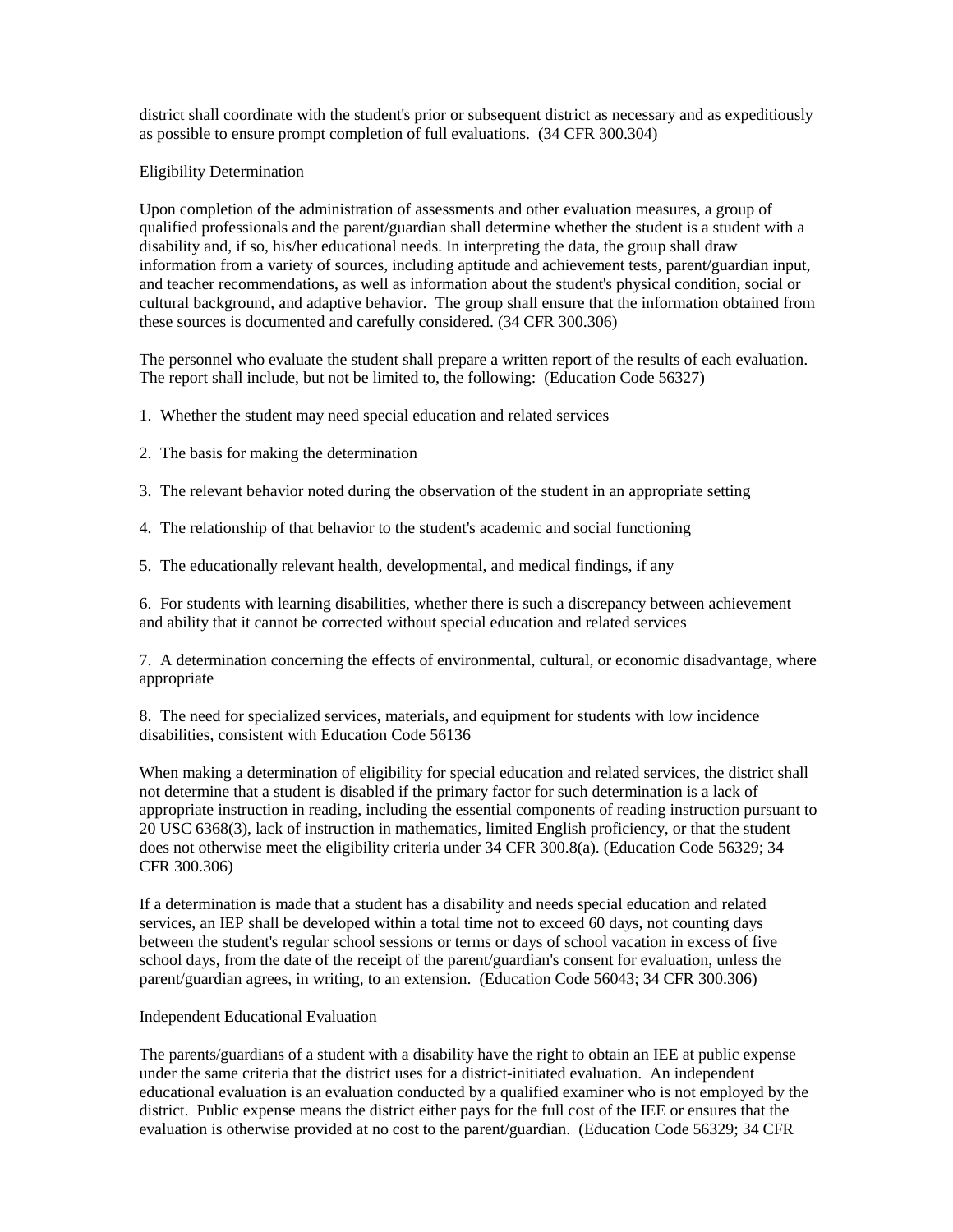district shall coordinate with the student's prior or subsequent district as necessary and as expeditiously as possible to ensure prompt completion of full evaluations. (34 CFR 300.304)

Eligibility Determination

Upon completion of the administration of assessments and other evaluation measures, a group of qualified professionals and the parent/guardian shall determine whether the student is a student with a disability and, if so, his/her educational needs. In interpreting the data, the group shall draw information from a variety of sources, including aptitude and achievement tests, parent/guardian input, and teacher recommendations, as well as information about the student's physical condition, social or cultural background, and adaptive behavior. The group shall ensure that the information obtained from these sources is documented and carefully considered. (34 CFR 300.306)

The personnel who evaluate the student shall prepare a written report of the results of each evaluation. The report shall include, but not be limited to, the following: (Education Code 56327)

1. Whether the student may need special education and related services

2. The basis for making the determination

3. The relevant behavior noted during the observation of the student in an appropriate setting

4. The relationship of that behavior to the student's academic and social functioning

5. The educationally relevant health, developmental, and medical findings, if any

6. For students with learning disabilities, whether there is such a discrepancy between achievement and ability that it cannot be corrected without special education and related services

7. A determination concerning the effects of environmental, cultural, or economic disadvantage, where appropriate

8. The need for specialized services, materials, and equipment for students with low incidence disabilities, consistent with Education Code 56136

When making a determination of eligibility for special education and related services, the district shall not determine that a student is disabled if the primary factor for such determination is a lack of appropriate instruction in reading, including the essential components of reading instruction pursuant to 20 USC 6368(3), lack of instruction in mathematics, limited English proficiency, or that the student does not otherwise meet the eligibility criteria under 34 CFR 300.8(a). (Education Code 56329; 34 CFR 300.306)

If a determination is made that a student has a disability and needs special education and related services, an IEP shall be developed within a total time not to exceed 60 days, not counting days between the student's regular school sessions or terms or days of school vacation in excess of five school days, from the date of the receipt of the parent/guardian's consent for evaluation, unless the parent/guardian agrees, in writing, to an extension. (Education Code 56043; 34 CFR 300.306)

Independent Educational Evaluation

The parents/guardians of a student with a disability have the right to obtain an IEE at public expense under the same criteria that the district uses for a district-initiated evaluation. An independent educational evaluation is an evaluation conducted by a qualified examiner who is not employed by the district. Public expense means the district either pays for the full cost of the IEE or ensures that the evaluation is otherwise provided at no cost to the parent/guardian. (Education Code 56329; 34 CFR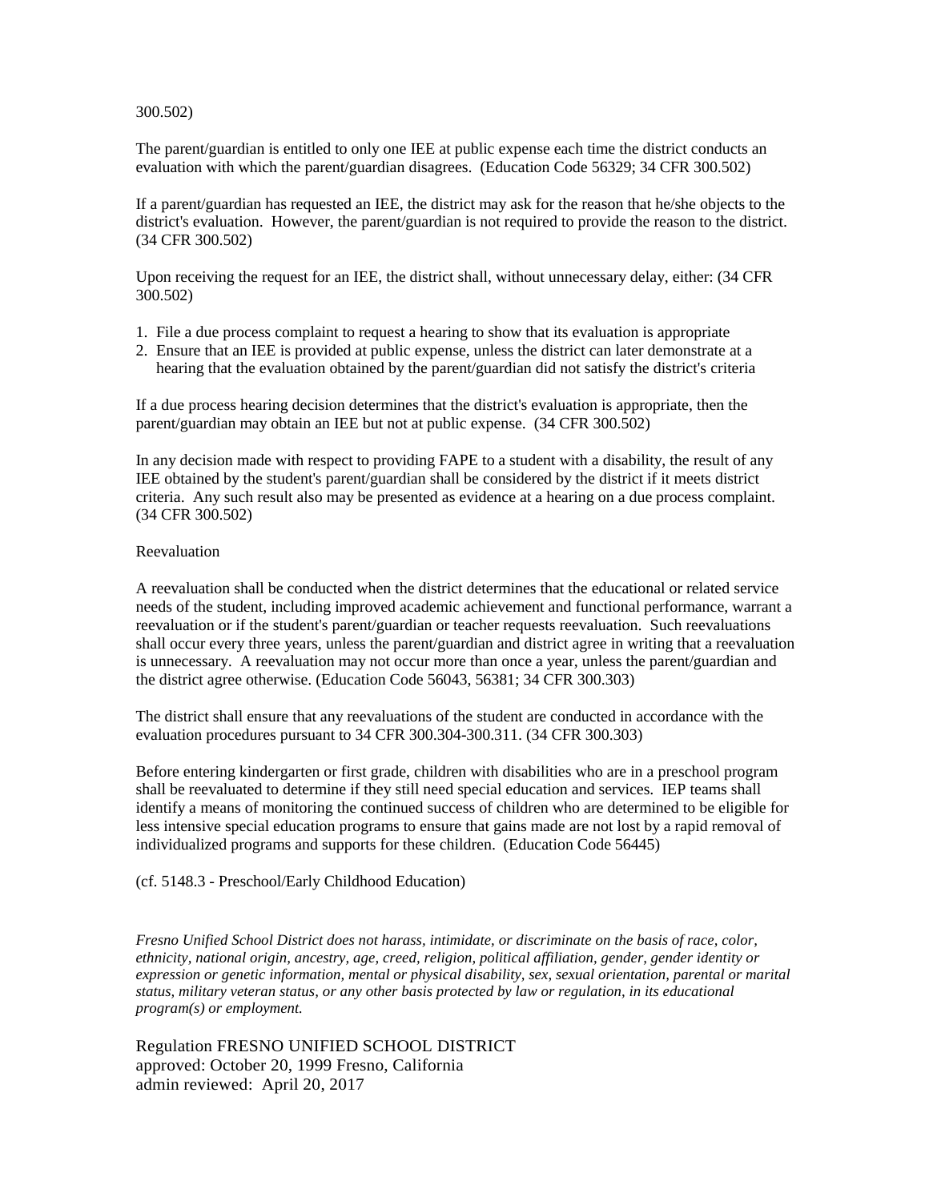300.502)

The parent/guardian is entitled to only one IEE at public expense each time the district conducts an evaluation with which the parent/guardian disagrees. (Education Code 56329; 34 CFR 300.502)

If a parent/guardian has requested an IEE, the district may ask for the reason that he/she objects to the district's evaluation. However, the parent/guardian is not required to provide the reason to the district. (34 CFR 300.502)

Upon receiving the request for an IEE, the district shall, without unnecessary delay, either: (34 CFR 300.502)

1. File a due process complaint to request a hearing to show that its evaluation is appropriate
2. Ensure that an IEE is provided at public expense, unless the district can later demonstrate at a hearing that the evaluation obtained by the parent/guardian did not satisfy the district's criteria

If a due process hearing decision determines that the district's evaluation is appropriate, then the parent/guardian may obtain an IEE but not at public expense. (34 CFR 300.502)

In any decision made with respect to providing FAPE to a student with a disability, the result of any IEE obtained by the student's parent/guardian shall be considered by the district if it meets district criteria. Any such result also may be presented as evidence at a hearing on a due process complaint. (34 CFR 300.502)

Reevaluation

A reevaluation shall be conducted when the district determines that the educational or related service needs of the student, including improved academic achievement and functional performance, warrant a reevaluation or if the student's parent/guardian or teacher requests reevaluation. Such reevaluations shall occur every three years, unless the parent/guardian and district agree in writing that a reevaluation is unnecessary. A reevaluation may not occur more than once a year, unless the parent/guardian and the district agree otherwise. (Education Code 56043, 56381; 34 CFR 300.303)

The district shall ensure that any reevaluations of the student are conducted in accordance with the evaluation procedures pursuant to 34 CFR 300.304-300.311. (34 CFR 300.303)

Before entering kindergarten or first grade, children with disabilities who are in a preschool program shall be reevaluated to determine if they still need special education and services. IEP teams shall identify a means of monitoring the continued success of children who are determined to be eligible for less intensive special education programs to ensure that gains made are not lost by a rapid removal of individualized programs and supports for these children. (Education Code 56445)

(cf. 5148.3 - Preschool/Early Childhood Education)

*Fresno Unified School District does not harass, intimidate, or discriminate on the basis of race, color, ethnicity, national origin, ancestry, age, creed, religion, political affiliation, gender, gender identity or expression or genetic information, mental or physical disability, sex, sexual orientation, parental or marital status, military veteran status, or any other basis protected by law or regulation, in its educational program(s) or employment.*

Regulation FRESNO UNIFIED SCHOOL DISTRICT
approved: October 20, 1999 Fresno, California
admin reviewed: April 20, 2017